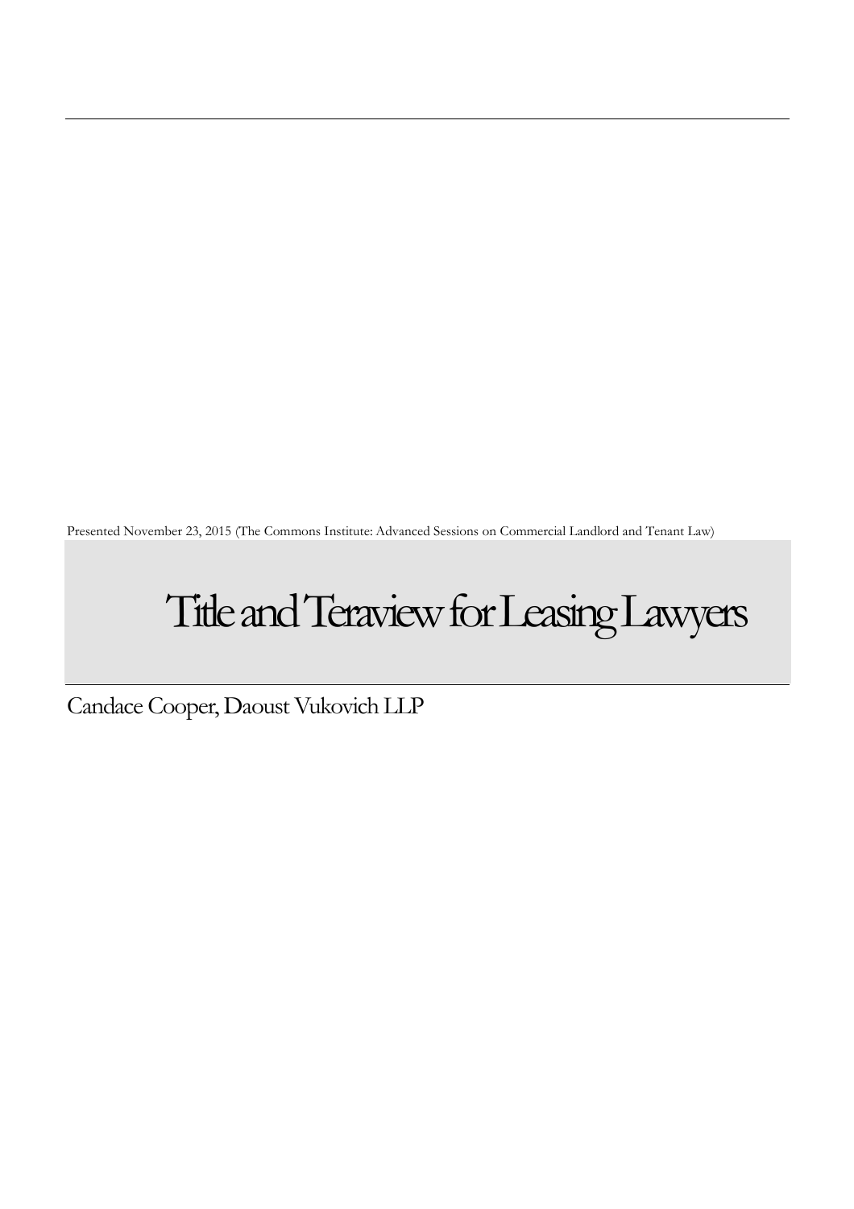Presented November 23, 2015 (The Commons Institute: Advanced Sessions on Commercial Landlord and Tenant Law)

# Title and Teraview for Leasing Lawyers

Candace Cooper, Daoust Vukovich LLP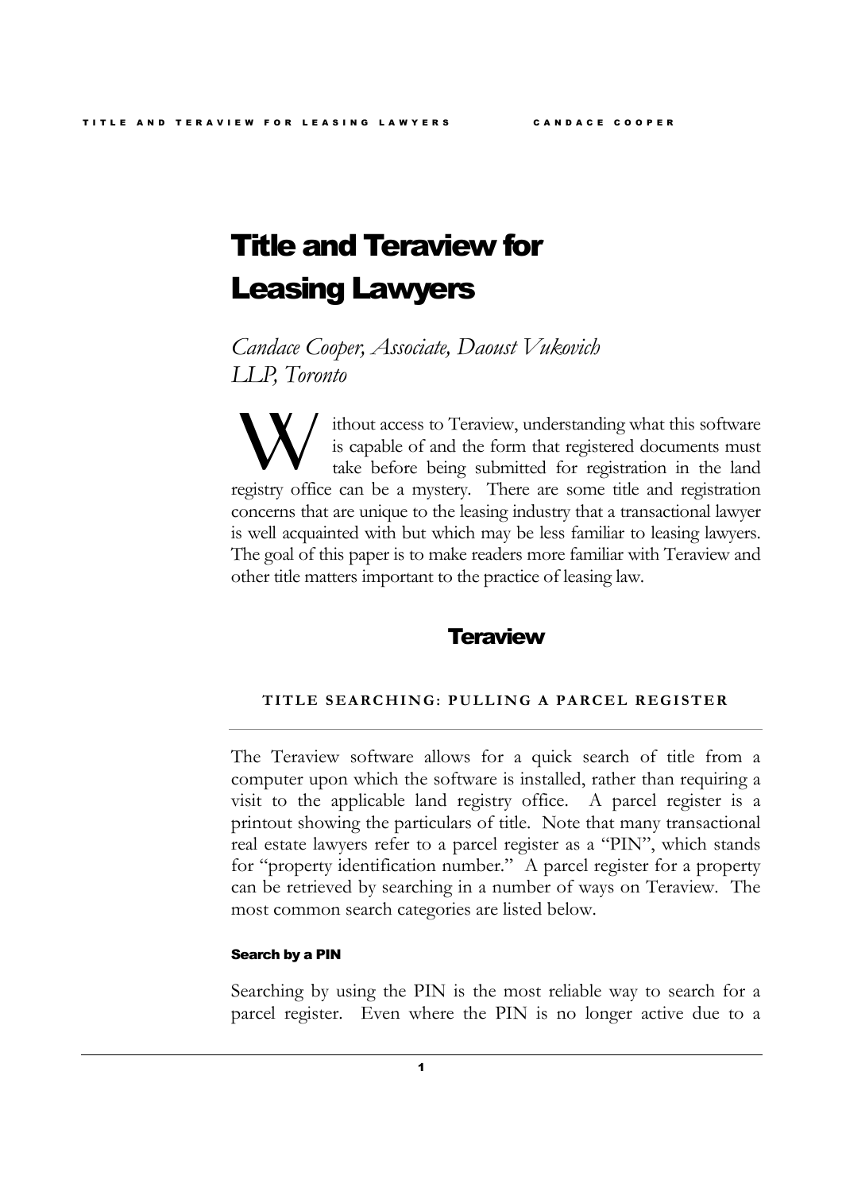# Title and Teraview for Leasing Lawyers

*Candace Cooper, Associate, Daoust Vukovich LLP, Toronto*

Without access to Teraview, understanding what this software is capable of and the form that registered documents must take before being submitted for registration in the land registry office can be a mystery. There are some title and registration concerns that are unique to the leasing industry that a transactional lawyer is well acquainted with but which may be less familiar to leasing lawyers. The goal of this paper is to make readers more familiar with Teraview and other title matters important to the practice of leasing law.

## Teraview

### TITLE SEARCHING: PULLING A PARCEL REGISTER

The Teraview software allows for a quick search of title from a computer upon which the software is installed, rather than requiring a visit to the applicable land registry office. A parcel register is a printout showing the particulars of title. Note that many transactional real estate lawyers refer to a parcel register as a "PIN", which stands for "property identification number." A parcel register for a property can be retrieved by searching in a number of ways on Teraview. The most common search categories are listed below.

#### Search by a PIN

Searching by using the PIN is the most reliable way to search for a parcel register. Even where the PIN is no longer active due to a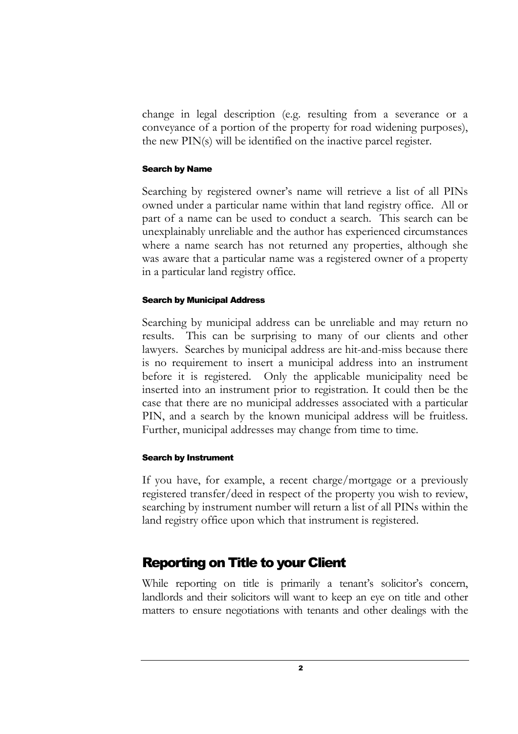change in legal description (e.g. resulting from a severance or a conveyance of a portion of the property for road widening purposes), the new PIN(s) will be identified on the inactive parcel register.

#### Search by Name

Searching by registered owner's name will retrieve a list of all PINs owned under a particular name within that land registry office. All or part of a name can be used to conduct a search. This search can be unexplainably unreliable and the author has experienced circumstances where a name search has not returned any properties, although she was aware that a particular name was a registered owner of a property in a particular land registry office.

#### Search by Municipal Address

Searching by municipal address can be unreliable and may return no results. This can be surprising to many of our clients and other lawyers. Searches by municipal address are hit-and-miss because there is no requirement to insert a municipal address into an instrument before it is registered. Only the applicable municipality need be inserted into an instrument prior to registration. It could then be the case that there are no municipal addresses associated with a particular PIN, and a search by the known municipal address will be fruitless. Further, municipal addresses may change from time to time.

#### Search by Instrument

If you have, for example, a recent charge/mortgage or a previously registered transfer/deed in respect of the property you wish to review, searching by instrument number will return a list of all PINs within the land registry office upon which that instrument is registered.

## Reporting on Title to your Client

While reporting on title is primarily a tenant's solicitor's concern, landlords and their solicitors will want to keep an eye on title and other matters to ensure negotiations with tenants and other dealings with the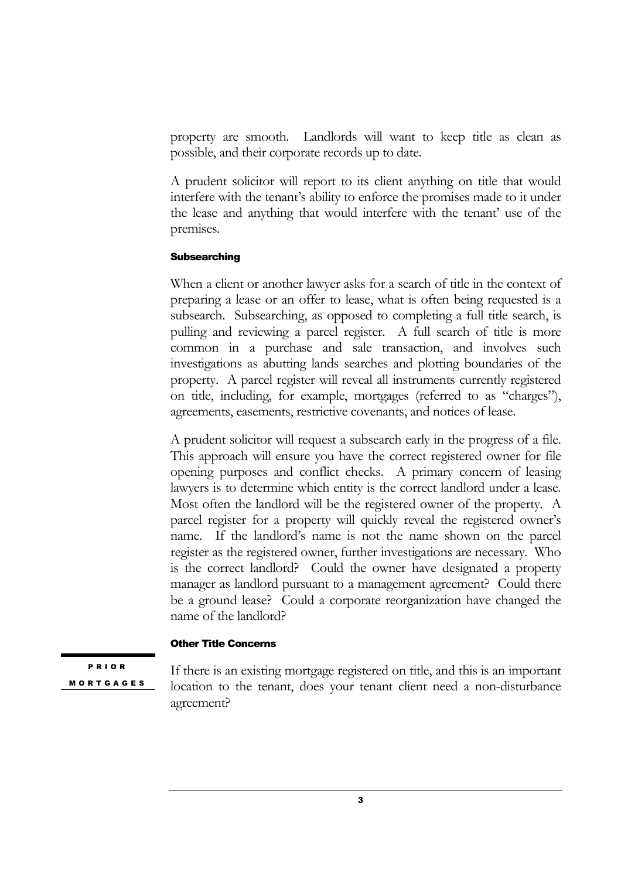property are smooth. Landlords will want to keep title as clean as possible, and their corporate records up to date.

A prudent solicitor will report to its client anything on title that would interfere with the tenant's ability to enforce the promises made to it under the lease and anything that would interfere with the tenant' use of the premises.

#### Subsearching

When a client or another lawyer asks for a search of title in the context of preparing a lease or an offer to lease, what is often being requested is a subsearch. Subsearching, as opposed to completing a full title search, is pulling and reviewing a parcel register. A full search of title is more common in a purchase and sale transaction, and involves such investigations as abutting lands searches and plotting boundaries of the property. A parcel register will reveal all instruments currently registered on title, including, for example, mortgages (referred to as "charges"), agreements, easements, restrictive covenants, and notices of lease.

A prudent solicitor will request a subsearch early in the progress of a file. This approach will ensure you have the correct registered owner for file opening purposes and conflict checks. A primary concern of leasing lawyers is to determine which entity is the correct landlord under a lease. Most often the landlord will be the registered owner of the property. A parcel register for a property will quickly reveal the registered owner's name. If the landlord's name is not the name shown on the parcel register as the registered owner, further investigations are necessary. Who is the correct landlord? Could the owner have designated a property manager as landlord pursuant to a management agreement? Could there be a ground lease? Could a corporate reorganization have changed the name of the landlord?

### Other Title Concerns

**PRIOR MORTGAGES**

If there is an existing mortgage registered on title, and this is an important location to the tenant, does your tenant client need a non-disturbance agreement?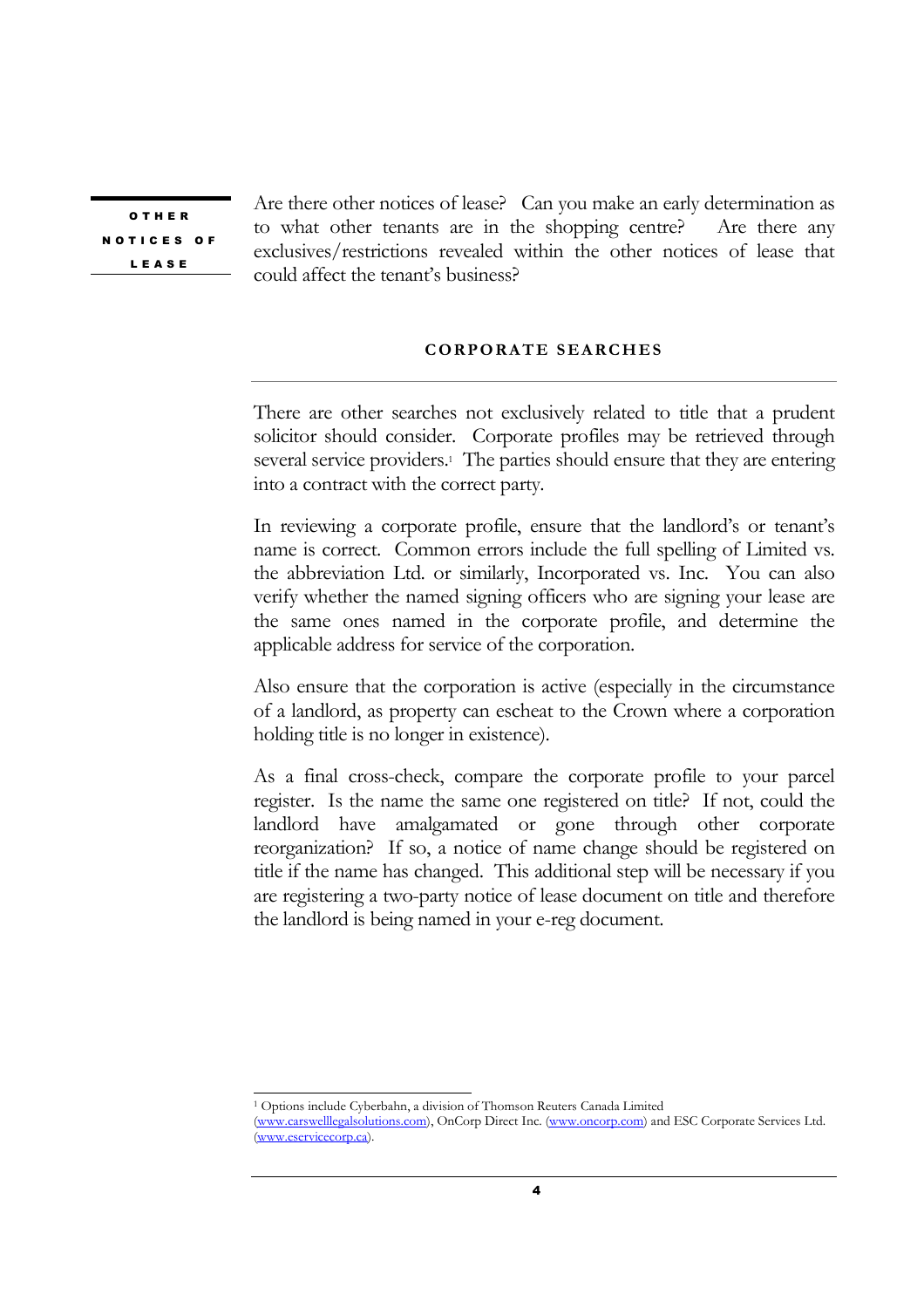**OTHER NOTICES OF LEASE**

Are there other notices of lease? Can you make an early determination as to what other tenants are in the shopping centre? Are there any exclusives/restrictions revealed within the other notices of lease that could affect the tenant's business?

## CORPORATE SEARCHES

There are other searches not exclusively related to title that a prudent solicitor should consider. Corporate profiles may be retrieved through several service providers.[1] The parties should ensure that they are entering into a contract with the correct party.

In reviewing a corporate profile, ensure that the landlord's or tenant's name is correct. Common errors include the full spelling of Limited vs. the abbreviation Ltd. or similarly, Incorporated vs. Inc. You can also verify whether the named signing officers who are signing your lease are the same ones named in the corporate profile, and determine the applicable address for service of the corporation.

Also ensure that the corporation is active (especially in the circumstance of a landlord, as property can escheat to the Crown where a corporation holding title is no longer in existence).

As a final cross-check, compare the corporate profile to your parcel register. Is the name the same one registered on title? If not, could the landlord have amalgamated or gone through other corporate reorganization? If so, a notice of name change should be registered on title if the name has changed. This additional step will be necessary if you are registering a two-party notice of lease document on title and therefore the landlord is being named in your e-reg document.

---

[1] Options include Cyberbahn, a division of Thomson Reuters Canada Limited (www.carswelllegalsolutions.com), OnCorp Direct Inc. (www.oncorp.com) and ESC Corporate Services Ltd. (www.eservicecorp.ca).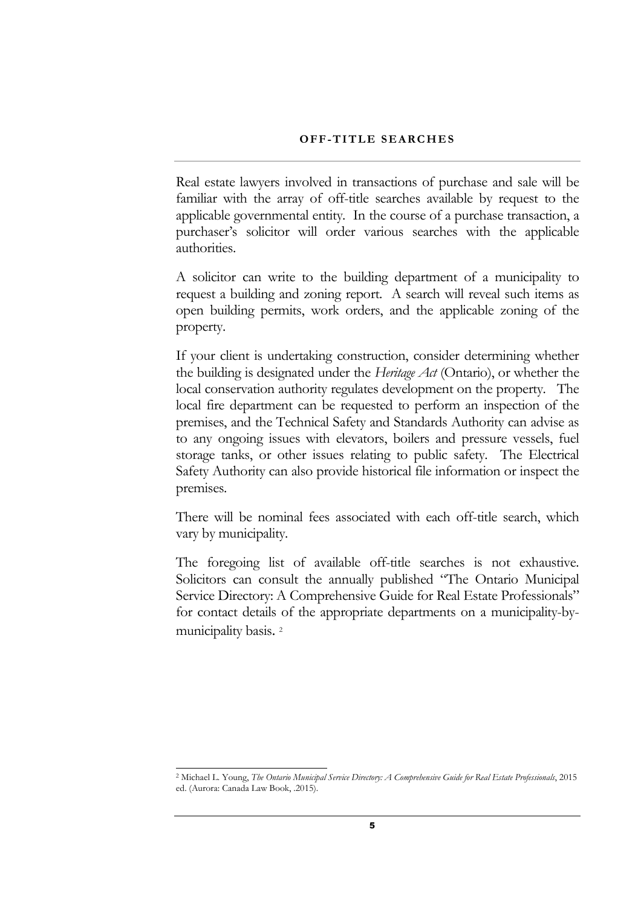## OFF-TITLE SEARCHES

Real estate lawyers involved in transactions of purchase and sale will be familiar with the array of off-title searches available by request to the applicable governmental entity. In the course of a purchase transaction, a purchaser's solicitor will order various searches with the applicable authorities.

A solicitor can write to the building department of a municipality to request a building and zoning report. A search will reveal such items as open building permits, work orders, and the applicable zoning of the property.

If your client is undertaking construction, consider determining whether the building is designated under the *Heritage Act* (Ontario), or whether the local conservation authority regulates development on the property. The local fire department can be requested to perform an inspection of the premises, and the Technical Safety and Standards Authority can advise as to any ongoing issues with elevators, boilers and pressure vessels, fuel storage tanks, or other issues relating to public safety. The Electrical Safety Authority can also provide historical file information or inspect the premises.

There will be nominal fees associated with each off-title search, which vary by municipality.

The foregoing list of available off-title searches is not exhaustive. Solicitors can consult the annually published "The Ontario Municipal Service Directory: A Comprehensive Guide for Real Estate Professionals" for contact details of the appropriate departments on a municipality-by-municipality basis. [2]

---

[2] Michael L. Young, *The Ontario Municipal Service Directory: A Comprehensive Guide for Real Estate Professionals*, 2015 ed. (Aurora: Canada Law Book, .2015).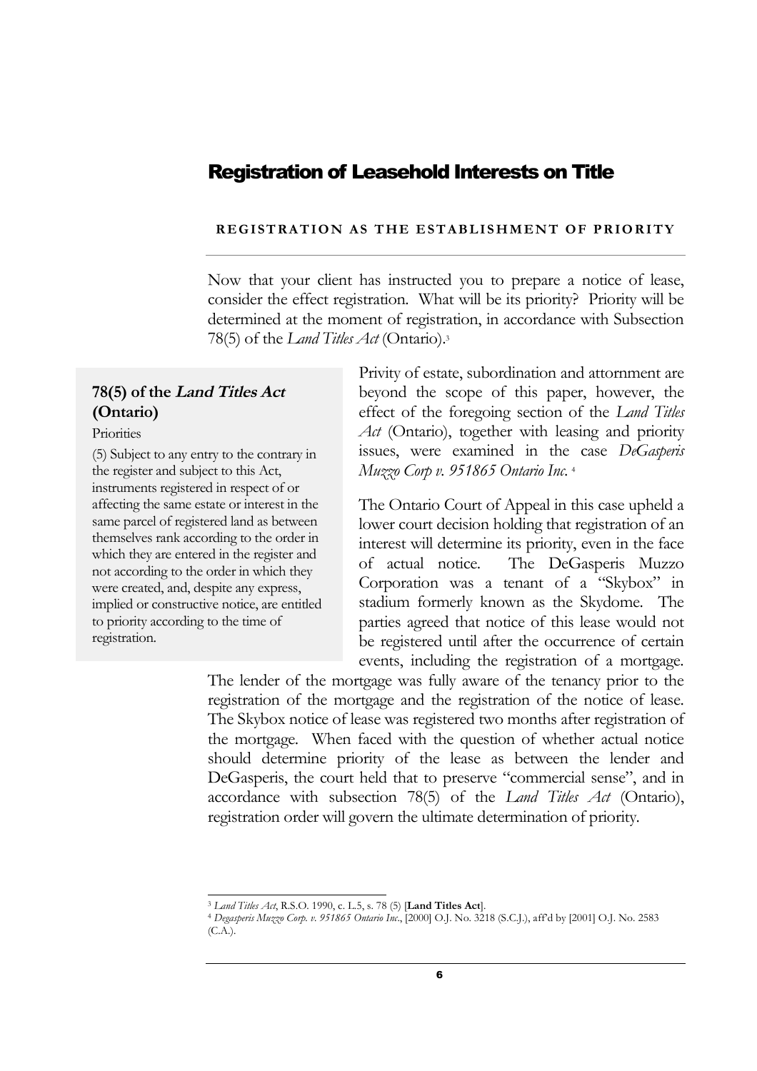## Registration of Leasehold Interests on Title

#### REGISTRATION AS THE ESTABLISHMENT OF PRIORITY

Now that your client has instructed you to prepare a notice of lease, consider the effect registration. What will be its priority? Priority will be determined at the moment of registration, in accordance with Subsection 78(5) of the *Land Titles Act* (Ontario).[3]

> **78(5) of the *Land Titles Act* (Ontario)**
>
> Priorities
>
> (5) Subject to any entry to the contrary in the register and subject to this Act, instruments registered in respect of or affecting the same estate or interest in the same parcel of registered land as between themselves rank according to the order in which they are entered in the register and not according to the order in which they were created, and, despite any express, implied or constructive notice, are entitled to priority according to the time of registration.

Privity of estate, subordination and attornment are beyond the scope of this paper, however, the effect of the foregoing section of the *Land Titles Act* (Ontario), together with leasing and priority issues, were examined in the case *DeGasperis Muzzo Corp v. 951865 Ontario Inc.*[4]

The Ontario Court of Appeal in this case upheld a lower court decision holding that registration of an interest will determine its priority, even in the face of actual notice. The DeGasperis Muzzo Corporation was a tenant of a "Skybox" in stadium formerly known as the Skydome. The parties agreed that notice of this lease would not be registered until after the occurrence of certain events, including the registration of a mortgage. The lender of the mortgage was fully aware of the tenancy prior to the registration of the mortgage and the registration of the notice of lease. The Skybox notice of lease was registered two months after registration of the mortgage. When faced with the question of whether actual notice should determine priority of the lease as between the lender and DeGasperis, the court held that to preserve "commercial sense", and in accordance with subsection 78(5) of the *Land Titles Act* (Ontario), registration order will govern the ultimate determination of priority.

---

[3] *Land Titles Act*, R.S.O. 1990, c. L.5, s. 78 (5) [**Land Titles Act**].

[4] *Degasperis Muzzo Corp. v. 951865 Ontario Inc.*, [2000] O.J. No. 3218 (S.C.J.), aff'd by [2001] O.J. No. 2583 (C.A.).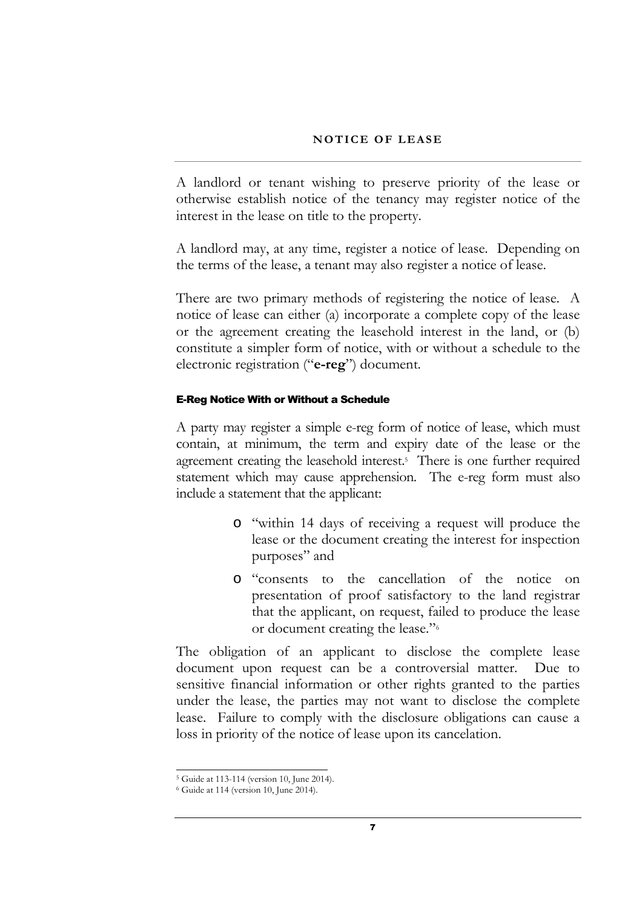## NOTICE OF LEASE

A landlord or tenant wishing to preserve priority of the lease or otherwise establish notice of the tenancy may register notice of the interest in the lease on title to the property.

A landlord may, at any time, register a notice of lease. Depending on the terms of the lease, a tenant may also register a notice of lease.

There are two primary methods of registering the notice of lease. A notice of lease can either (a) incorporate a complete copy of the lease or the agreement creating the leasehold interest in the land, or (b) constitute a simpler form of notice, with or without a schedule to the electronic registration ("**e-reg**") document.

### E-Reg Notice With or Without a Schedule

A party may register a simple e-reg form of notice of lease, which must contain, at minimum, the term and expiry date of the lease or the agreement creating the leasehold interest.[5] There is one further required statement which may cause apprehension. The e-reg form must also include a statement that the applicant:

- "within 14 days of receiving a request will produce the lease or the document creating the interest for inspection purposes" and
- "consents to the cancellation of the notice on presentation of proof satisfactory to the land registrar that the applicant, on request, failed to produce the lease or document creating the lease."[6]

The obligation of an applicant to disclose the complete lease document upon request can be a controversial matter. Due to sensitive financial information or other rights granted to the parties under the lease, the parties may not want to disclose the complete lease. Failure to comply with the disclosure obligations can cause a loss in priority of the notice of lease upon its cancelation.

[5] Guide at 113-114 (version 10, June 2014).

[6] Guide at 114 (version 10, June 2014).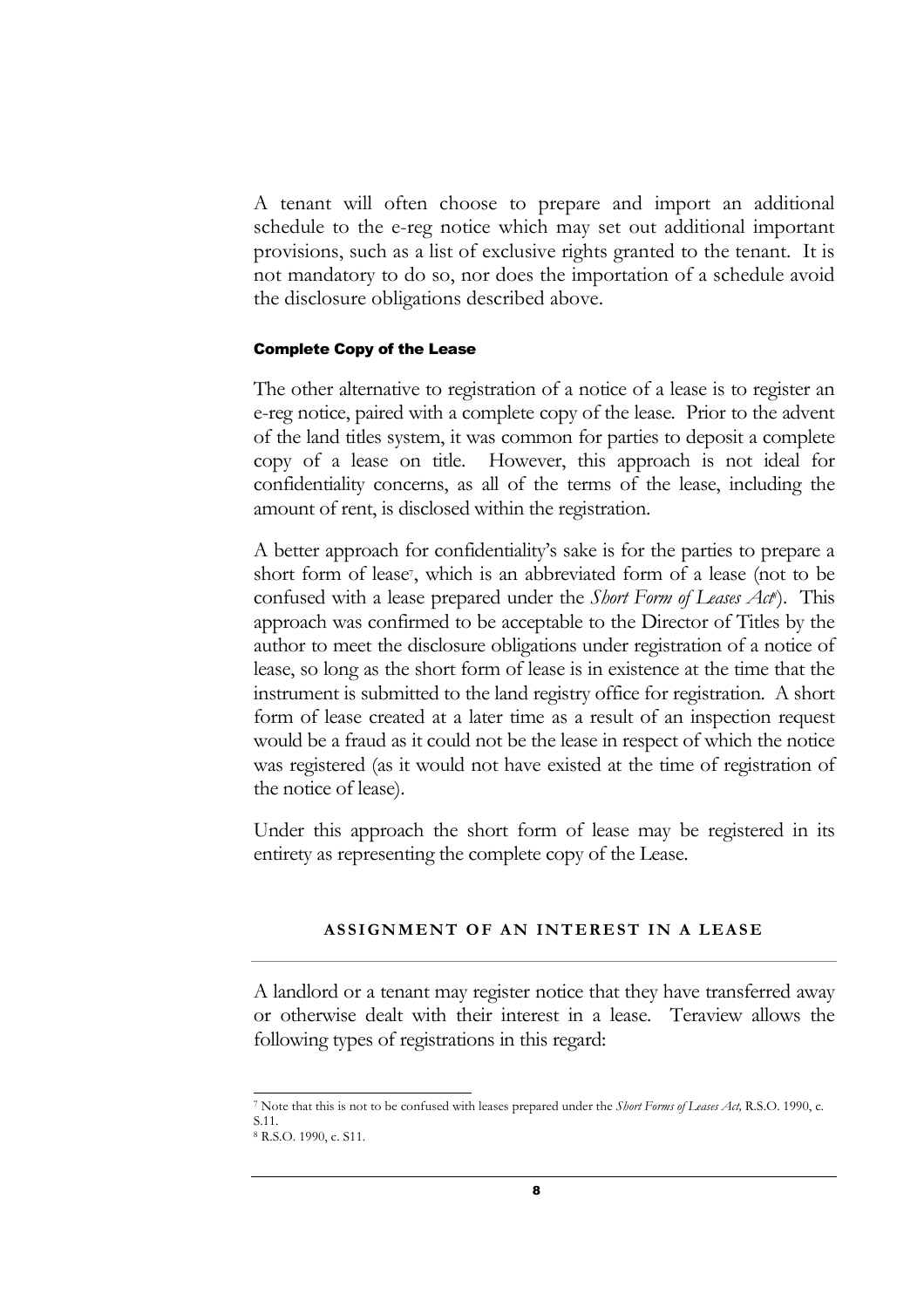A tenant will often choose to prepare and import an additional schedule to the e-reg notice which may set out additional important provisions, such as a list of exclusive rights granted to the tenant. It is not mandatory to do so, nor does the importation of a schedule avoid the disclosure obligations described above.

#### Complete Copy of the Lease

The other alternative to registration of a notice of a lease is to register an e-reg notice, paired with a complete copy of the lease. Prior to the advent of the land titles system, it was common for parties to deposit a complete copy of a lease on title. However, this approach is not ideal for confidentiality concerns, as all of the terms of the lease, including the amount of rent, is disclosed within the registration.

A better approach for confidentiality's sake is for the parties to prepare a short form of lease[7], which is an abbreviated form of a lease (not to be confused with a lease prepared under the *Short Form of Leases Act*[8]). This approach was confirmed to be acceptable to the Director of Titles by the author to meet the disclosure obligations under registration of a notice of lease, so long as the short form of lease is in existence at the time that the instrument is submitted to the land registry office for registration. A short form of lease created at a later time as a result of an inspection request would be a fraud as it could not be the lease in respect of which the notice was registered (as it would not have existed at the time of registration of the notice of lease).

Under this approach the short form of lease may be registered in its entirety as representing the complete copy of the Lease.

### ASSIGNMENT OF AN INTEREST IN A LEASE

A landlord or a tenant may register notice that they have transferred away or otherwise dealt with their interest in a lease. Teraview allows the following types of registrations in this regard:

---

[7] Note that this is not to be confused with leases prepared under the *Short Forms of Leases Act,* R.S.O. 1990, c. S.11.

[8] R.S.O. 1990, c. S11.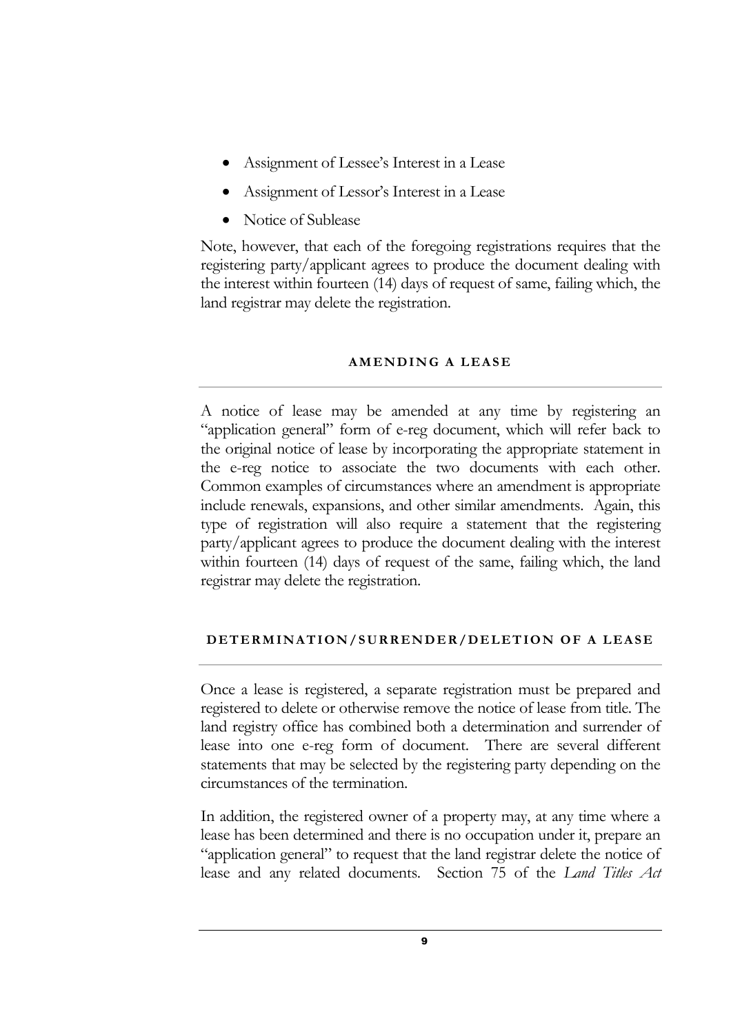- Assignment of Lessee's Interest in a Lease
- Assignment of Lessor's Interest in a Lease
- Notice of Sublease

Note, however, that each of the foregoing registrations requires that the registering party/applicant agrees to produce the document dealing with the interest within fourteen (14) days of request of same, failing which, the land registrar may delete the registration.

## AMENDING A LEASE

A notice of lease may be amended at any time by registering an "application general" form of e-reg document, which will refer back to the original notice of lease by incorporating the appropriate statement in the e-reg notice to associate the two documents with each other. Common examples of circumstances where an amendment is appropriate include renewals, expansions, and other similar amendments. Again, this type of registration will also require a statement that the registering party/applicant agrees to produce the document dealing with the interest within fourteen (14) days of request of the same, failing which, the land registrar may delete the registration.

## DETERMINATION/SURRENDER/DELETION OF A LEASE

Once a lease is registered, a separate registration must be prepared and registered to delete or otherwise remove the notice of lease from title. The land registry office has combined both a determination and surrender of lease into one e-reg form of document. There are several different statements that may be selected by the registering party depending on the circumstances of the termination.

In addition, the registered owner of a property may, at any time where a lease has been determined and there is no occupation under it, prepare an "application general" to request that the land registrar delete the notice of lease and any related documents. Section 75 of the *Land Titles Act*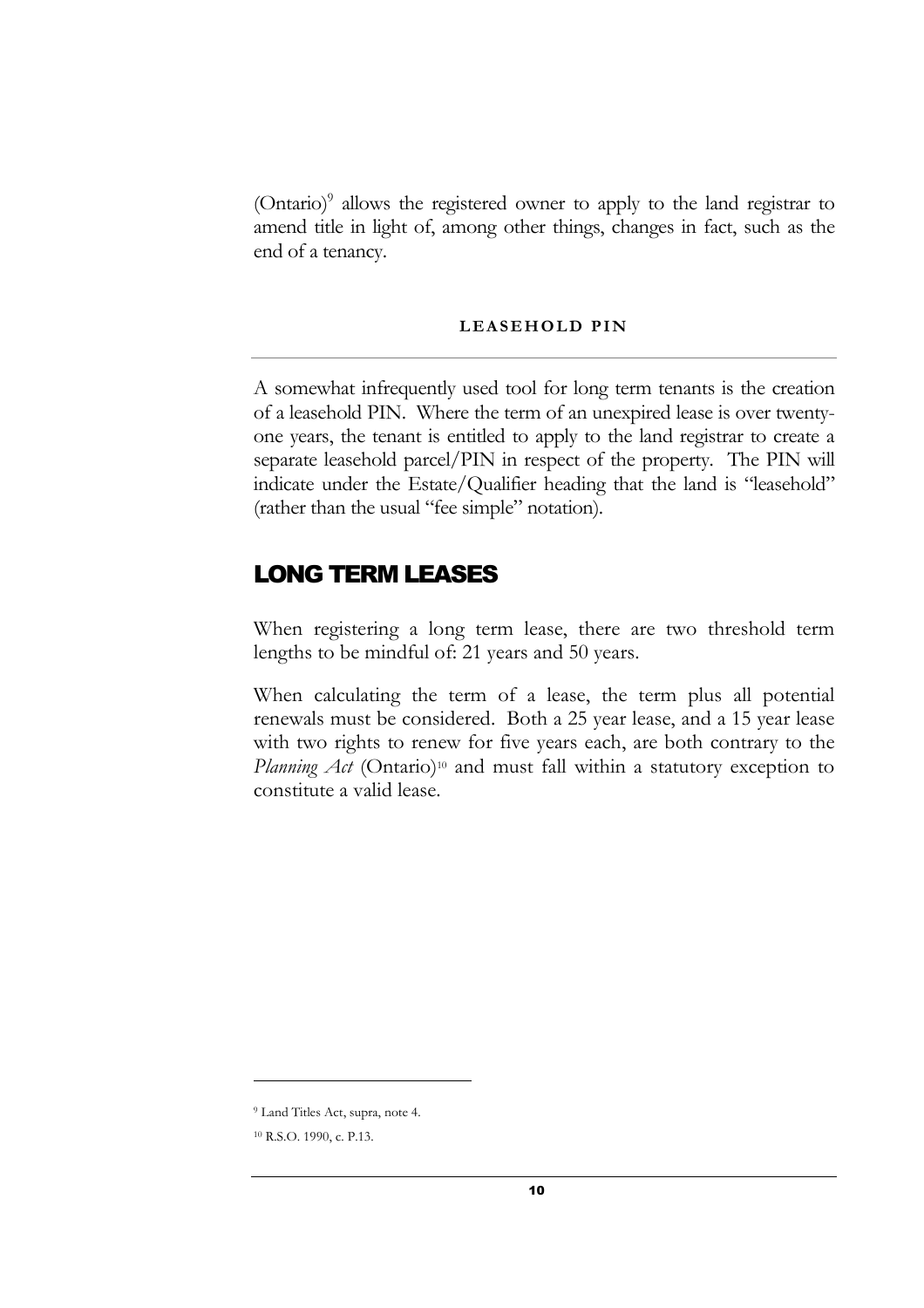(Ontario)[9] allows the registered owner to apply to the land registrar to amend title in light of, among other things, changes in fact, such as the end of a tenancy.

### LEASEHOLD PIN

A somewhat infrequently used tool for long term tenants is the creation of a leasehold PIN. Where the term of an unexpired lease is over twenty-one years, the tenant is entitled to apply to the land registrar to create a separate leasehold parcel/PIN in respect of the property. The PIN will indicate under the Estate/Qualifier heading that the land is "leasehold" (rather than the usual "fee simple" notation).

## LONG TERM LEASES

When registering a long term lease, there are two threshold term lengths to be mindful of: 21 years and 50 years.

When calculating the term of a lease, the term plus all potential renewals must be considered. Both a 25 year lease, and a 15 year lease with two rights to renew for five years each, are both contrary to the *Planning Act* (Ontario)[10] and must fall within a statutory exception to constitute a valid lease.

---

[9] Land Titles Act, supra, note 4.

[10] R.S.O. 1990, c. P.13.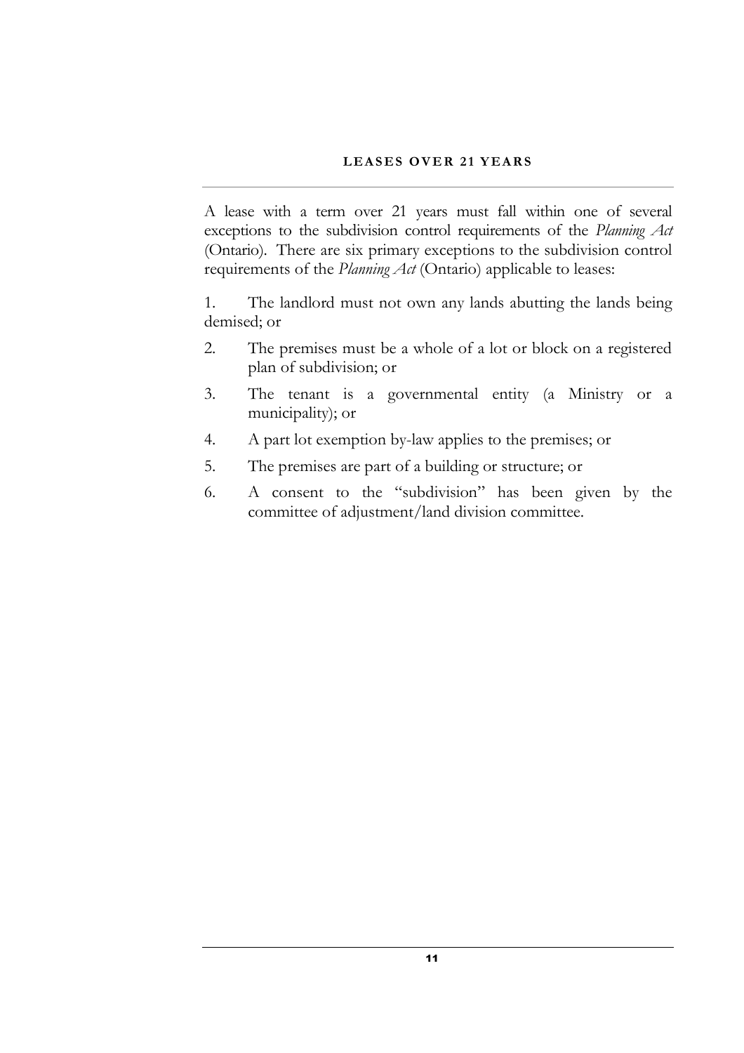## LEASES OVER 21 YEARS

A lease with a term over 21 years must fall within one of several exceptions to the subdivision control requirements of the *Planning Act* (Ontario). There are six primary exceptions to the subdivision control requirements of the *Planning Act* (Ontario) applicable to leases:

1. The landlord must not own any lands abutting the lands being demised; or
2. The premises must be a whole of a lot or block on a registered plan of subdivision; or
3. The tenant is a governmental entity (a Ministry or a municipality); or
4. A part lot exemption by-law applies to the premises; or
5. The premises are part of a building or structure; or
6. A consent to the "subdivision" has been given by the committee of adjustment/land division committee.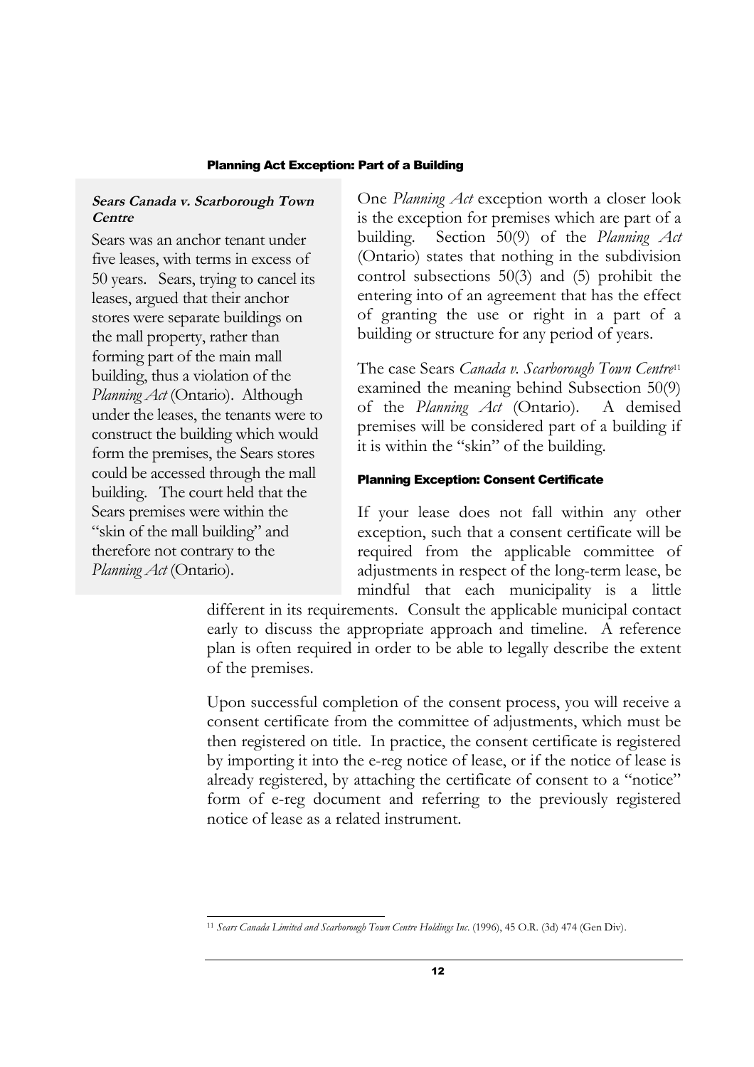### Planning Act Exception: Part of a Building

> **_Sears Canada v. Scarborough Town Centre_**
>
> Sears was an anchor tenant under five leases, with terms in excess of 50 years. Sears, trying to cancel its leases, argued that their anchor stores were separate buildings on the mall property, rather than forming part of the main mall building, thus a violation of the *Planning Act* (Ontario). Although under the leases, the tenants were to construct the building which would form the premises, the Sears stores could be accessed through the mall building. The court held that the Sears premises were within the "skin of the mall building" and therefore not contrary to the *Planning Act* (Ontario).

One *Planning Act* exception worth a closer look is the exception for premises which are part of a building. Section 50(9) of the *Planning Act* (Ontario) states that nothing in the subdivision control subsections 50(3) and (5) prohibit the entering into of an agreement that has the effect of granting the use or right in a part of a building or structure for any period of years.

The case Sears *Canada v. Scarborough Town Centre*[11] examined the meaning behind Subsection 50(9) of the *Planning Act* (Ontario). A demised premises will be considered part of a building if it is within the "skin" of the building.

### Planning Exception: Consent Certificate

If your lease does not fall within any other exception, such that a consent certificate will be required from the applicable committee of adjustments in respect of the long-term lease, be mindful that each municipality is a little different in its requirements. Consult the applicable municipal contact early to discuss the appropriate approach and timeline. A reference plan is often required in order to be able to legally describe the extent of the premises.

Upon successful completion of the consent process, you will receive a consent certificate from the committee of adjustments, which must be then registered on title. In practice, the consent certificate is registered by importing it into the e-reg notice of lease, or if the notice of lease is already registered, by attaching the certificate of consent to a "notice" form of e-reg document and referring to the previously registered notice of lease as a related instrument.

---

[11] *Sears Canada Limited and Scarborough Town Centre Holdings Inc*. (1996), 45 O.R. (3d) 474 (Gen Div).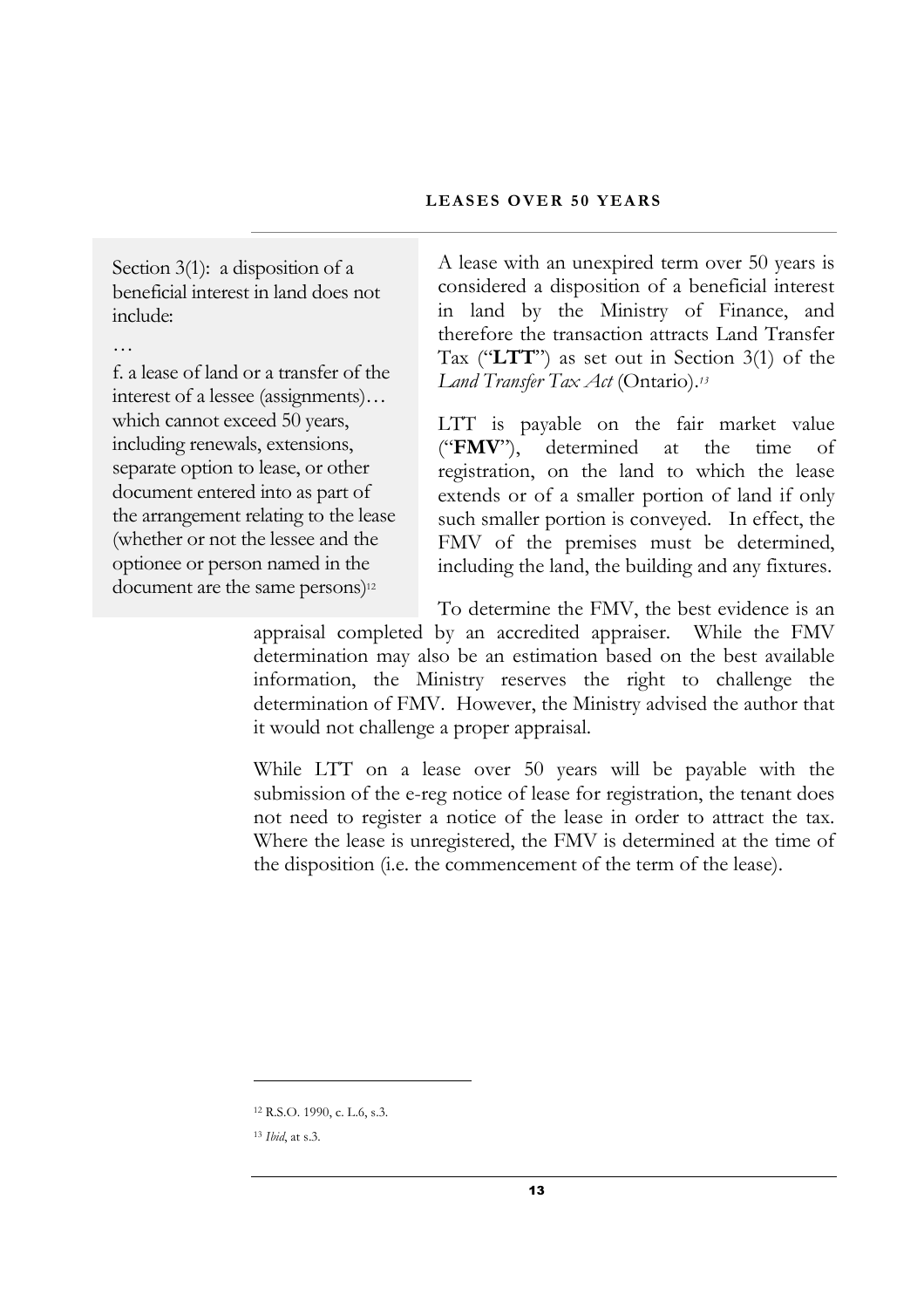## LEASES OVER 50 YEARS

> Section 3(1): a disposition of a beneficial interest in land does not include:
>
> …
>
> f. a lease of land or a transfer of the interest of a lessee (assignments)… which cannot exceed 50 years, including renewals, extensions, separate option to lease, or other document entered into as part of the arrangement relating to the lease (whether or not the lessee and the optionee or person named in the document are the same persons)[12]

A lease with an unexpired term over 50 years is considered a disposition of a beneficial interest in land by the Ministry of Finance, and therefore the transaction attracts Land Transfer Tax ("**LTT**") as set out in Section 3(1) of the *Land Transfer Tax Act* (Ontario).[13]

LTT is payable on the fair market value ("**FMV**"), determined at the time of registration, on the land to which the lease extends or of a smaller portion of land if only such smaller portion is conveyed. In effect, the FMV of the premises must be determined, including the land, the building and any fixtures.

To determine the FMV, the best evidence is an appraisal completed by an accredited appraiser. While the FMV determination may also be an estimation based on the best available information, the Ministry reserves the right to challenge the determination of FMV. However, the Ministry advised the author that it would not challenge a proper appraisal.

While LTT on a lease over 50 years will be payable with the submission of the e-reg notice of lease for registration, the tenant does not need to register a notice of the lease in order to attract the tax. Where the lease is unregistered, the FMV is determined at the time of the disposition (i.e. the commencement of the term of the lease).

---

[12] R.S.O. 1990, c. L.6, s.3.

[13] *Ibid*, at s.3.